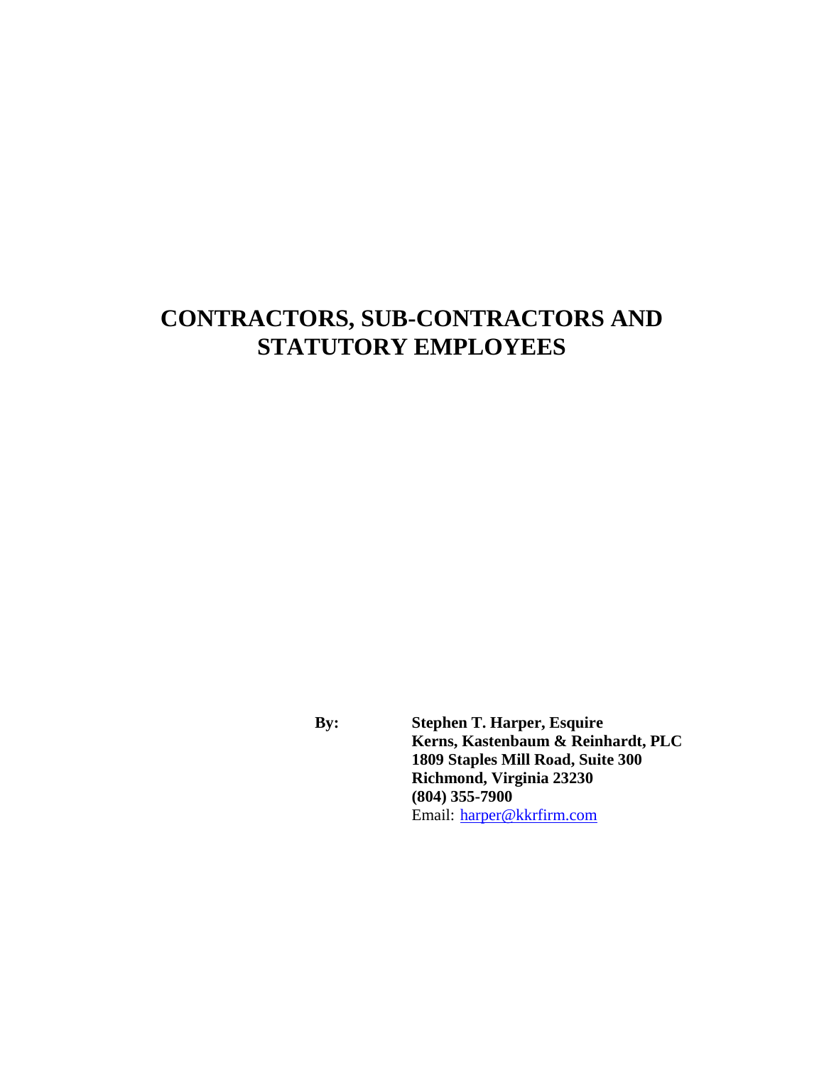# CONTRACTORS, SUB-CONTRACTORS AND STATUTORY EMPLOYEES

**By:** **Stephen T. Harper, Esquire**
**Kerns, Kastenbaum & Reinhardt, PLC**
**1809 Staples Mill Road, Suite 300**
**Richmond, Virginia 23230**
**(804) 355-7900**
Email: harper@kkrfirm.com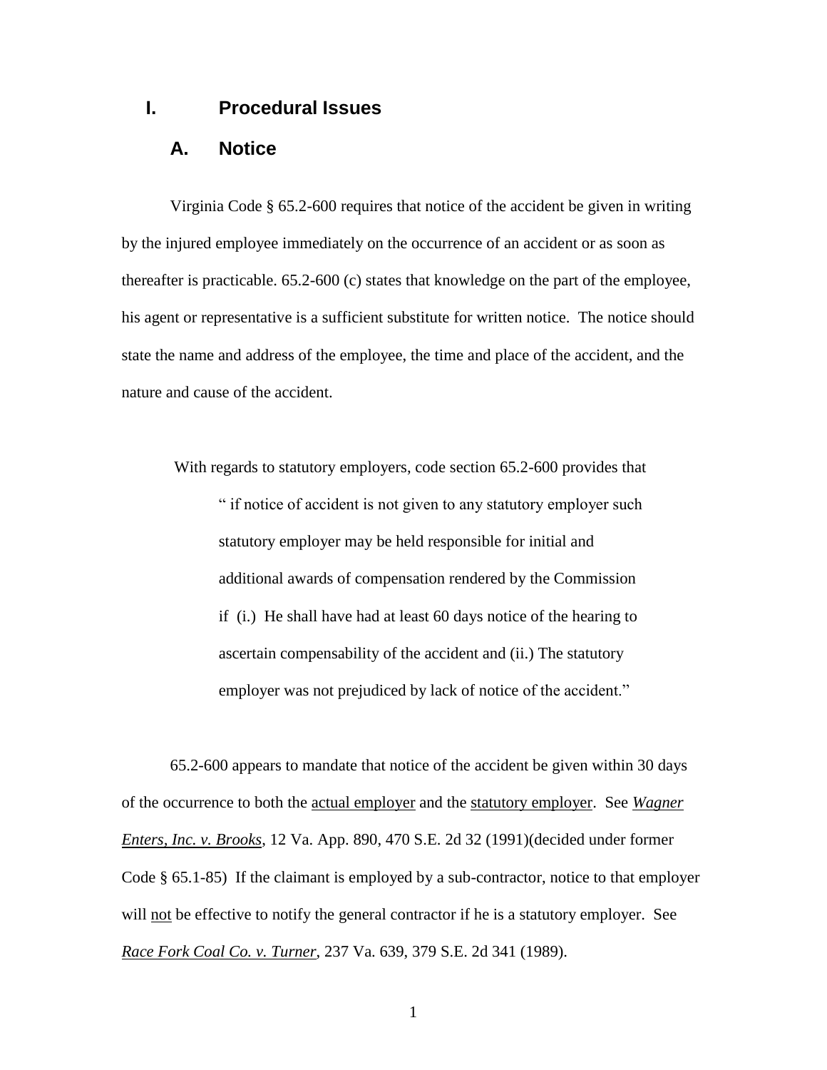# I. Procedural Issues

## A. Notice

Virginia Code § 65.2-600 requires that notice of the accident be given in writing by the injured employee immediately on the occurrence of an accident or as soon as thereafter is practicable. 65.2-600 (c) states that knowledge on the part of the employee, his agent or representative is a sufficient substitute for written notice. The notice should state the name and address of the employee, the time and place of the accident, and the nature and cause of the accident.

With regards to statutory employers, code section 65.2-600 provides that

> " if notice of accident is not given to any statutory employer such statutory employer may be held responsible for initial and additional awards of compensation rendered by the Commission if (i.) He shall have had at least 60 days notice of the hearing to ascertain compensability of the accident and (ii.) The statutory employer was not prejudiced by lack of notice of the accident."

65.2-600 appears to mandate that notice of the accident be given within 30 days of the occurrence to both the <u>actual employer</u> and the <u>statutory employer</u>. See <u>*Wagner Enters, Inc. v. Brooks*</u>, 12 Va. App. 890, 470 S.E. 2d 32 (1991)(decided under former Code § 65.1-85) If the claimant is employed by a sub-contractor, notice to that employer will <u>not</u> be effective to notify the general contractor if he is a statutory employer. See <u>*Race Fork Coal Co. v. Turner*</u>, 237 Va. 639, 379 S.E. 2d 341 (1989).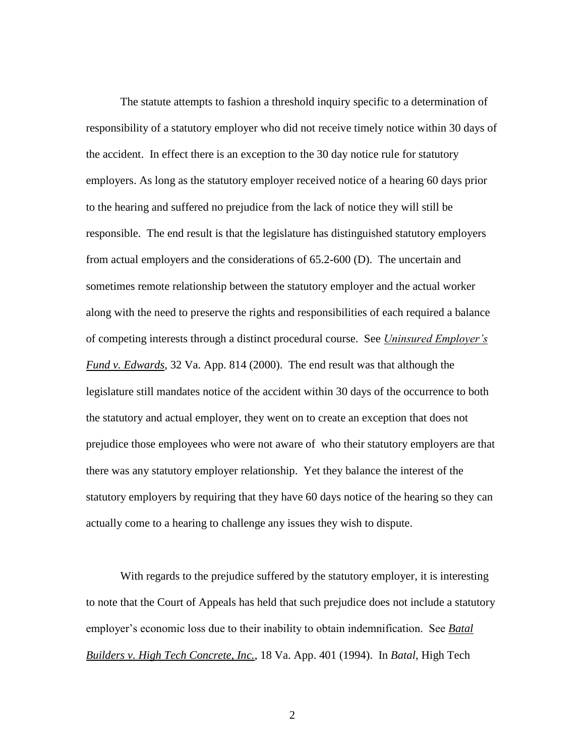The statute attempts to fashion a threshold inquiry specific to a determination of responsibility of a statutory employer who did not receive timely notice within 30 days of the accident. In effect there is an exception to the 30 day notice rule for statutory employers. As long as the statutory employer received notice of a hearing 60 days prior to the hearing and suffered no prejudice from the lack of notice they will still be responsible. The end result is that the legislature has distinguished statutory employers from actual employers and the considerations of 65.2-600 (D). The uncertain and sometimes remote relationship between the statutory employer and the actual worker along with the need to preserve the rights and responsibilities of each required a balance of competing interests through a distinct procedural course. See *Uninsured Employer's Fund v. Edwards*, 32 Va. App. 814 (2000). The end result was that although the legislature still mandates notice of the accident within 30 days of the occurrence to both the statutory and actual employer, they went on to create an exception that does not prejudice those employees who were not aware of who their statutory employers are that there was any statutory employer relationship. Yet they balance the interest of the statutory employers by requiring that they have 60 days notice of the hearing so they can actually come to a hearing to challenge any issues they wish to dispute.

With regards to the prejudice suffered by the statutory employer, it is interesting to note that the Court of Appeals has held that such prejudice does not include a statutory employer's economic loss due to their inability to obtain indemnification. See *Batal Builders v. High Tech Concrete, Inc.*, 18 Va. App. 401 (1994). In *Batal*, High Tech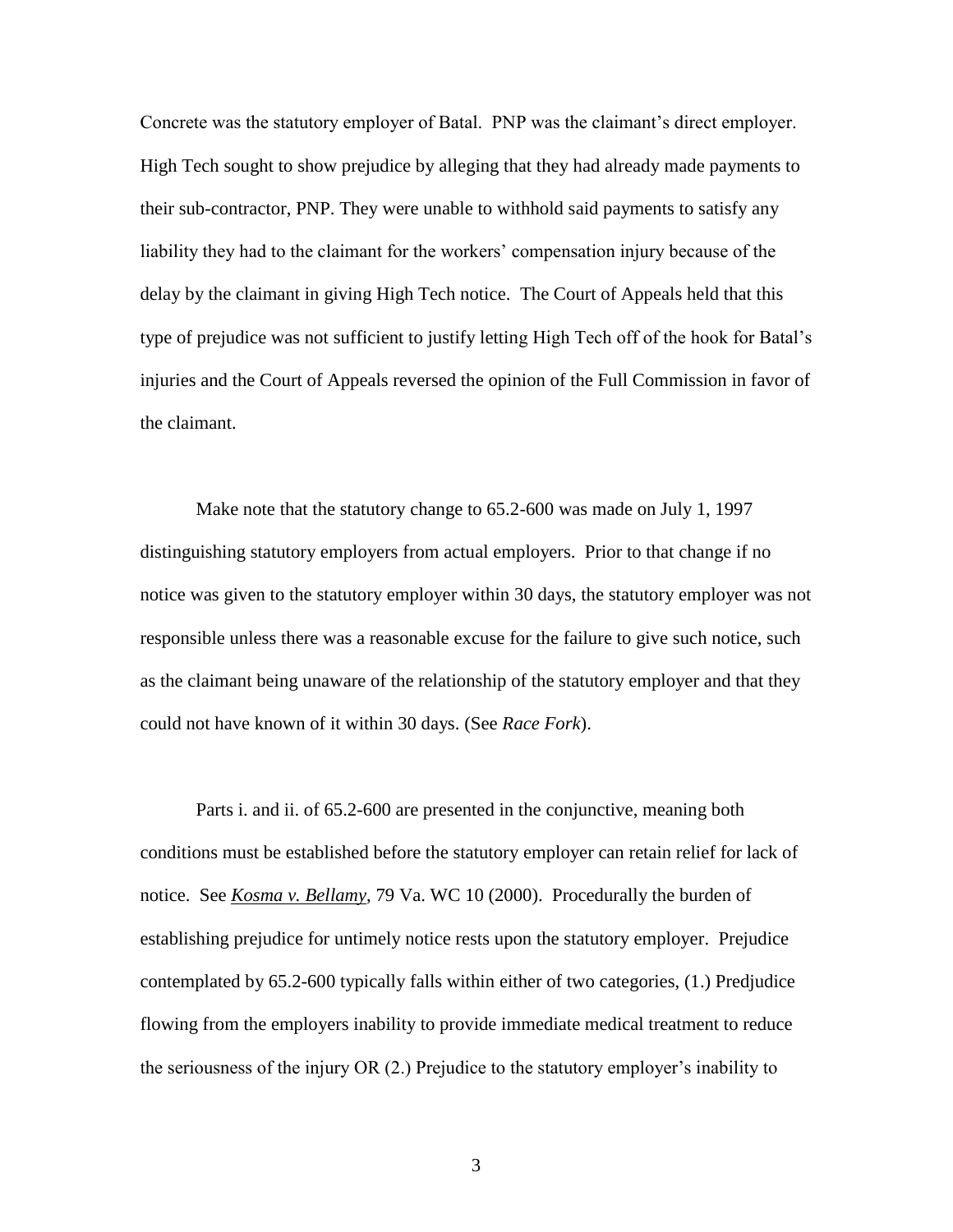Concrete was the statutory employer of Batal. PNP was the claimant's direct employer. High Tech sought to show prejudice by alleging that they had already made payments to their sub-contractor, PNP. They were unable to withhold said payments to satisfy any liability they had to the claimant for the workers' compensation injury because of the delay by the claimant in giving High Tech notice. The Court of Appeals held that this type of prejudice was not sufficient to justify letting High Tech off of the hook for Batal's injuries and the Court of Appeals reversed the opinion of the Full Commission in favor of the claimant.

Make note that the statutory change to 65.2-600 was made on July 1, 1997 distinguishing statutory employers from actual employers. Prior to that change if no notice was given to the statutory employer within 30 days, the statutory employer was not responsible unless there was a reasonable excuse for the failure to give such notice, such as the claimant being unaware of the relationship of the statutory employer and that they could not have known of it within 30 days. (See *Race Fork*).

Parts i. and ii. of 65.2-600 are presented in the conjunctive, meaning both conditions must be established before the statutory employer can retain relief for lack of notice. See ***Kosma v. Bellamy***, 79 Va. WC 10 (2000). Procedurally the burden of establishing prejudice for untimely notice rests upon the statutory employer. Prejudice contemplated by 65.2-600 typically falls within either of two categories, (1.) Predjudice flowing from the employers inability to provide immediate medical treatment to reduce the seriousness of the injury OR (2.) Prejudice to the statutory employer's inability to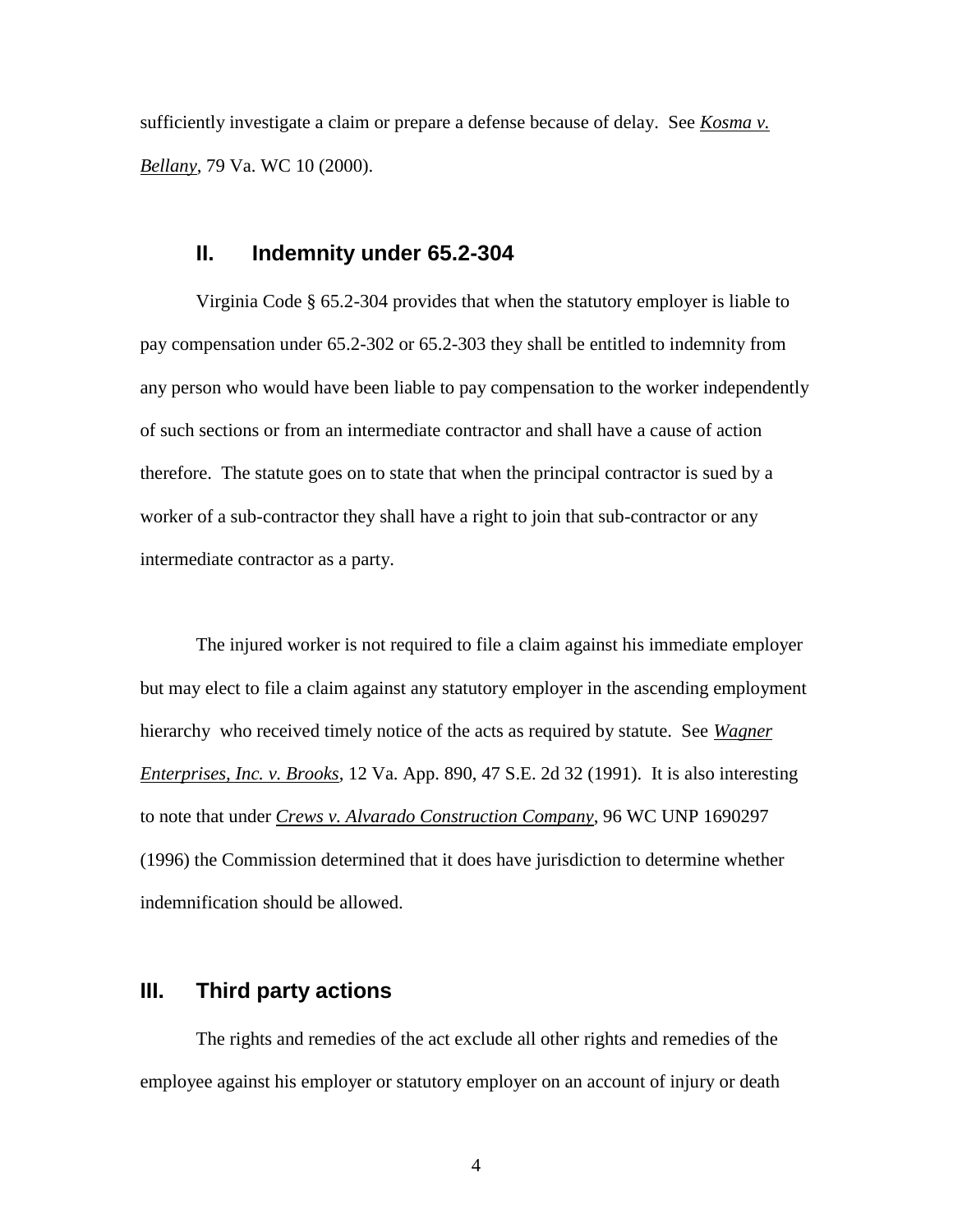sufficiently investigate a claim or prepare a defense because of delay. See *Kosma v. Bellany*, 79 Va. WC 10 (2000).

## II. Indemnity under 65.2-304

Virginia Code § 65.2-304 provides that when the statutory employer is liable to pay compensation under 65.2-302 or 65.2-303 they shall be entitled to indemnity from any person who would have been liable to pay compensation to the worker independently of such sections or from an intermediate contractor and shall have a cause of action therefore. The statute goes on to state that when the principal contractor is sued by a worker of a sub-contractor they shall have a right to join that sub-contractor or any intermediate contractor as a party.

The injured worker is not required to file a claim against his immediate employer but may elect to file a claim against any statutory employer in the ascending employment hierarchy who received timely notice of the acts as required by statute. See *Wagner Enterprises, Inc. v. Brooks*, 12 Va. App. 890, 47 S.E. 2d 32 (1991). It is also interesting to note that under *Crews v. Alvarado Construction Company*, 96 WC UNP 1690297 (1996) the Commission determined that it does have jurisdiction to determine whether indemnification should be allowed.

## III. Third party actions

The rights and remedies of the act exclude all other rights and remedies of the employee against his employer or statutory employer on an account of injury or death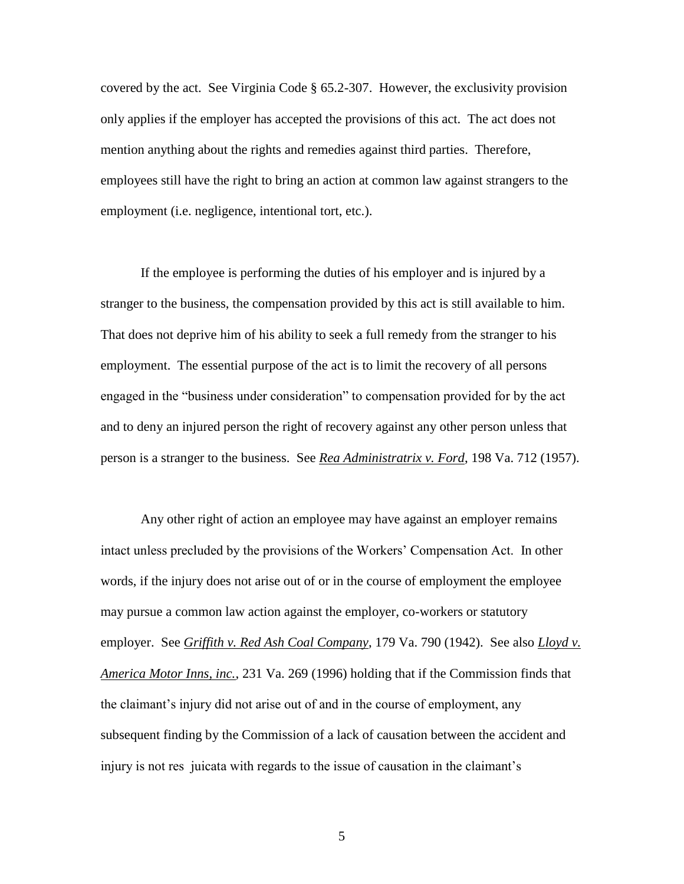covered by the act. See Virginia Code § 65.2-307. However, the exclusivity provision only applies if the employer has accepted the provisions of this act. The act does not mention anything about the rights and remedies against third parties. Therefore, employees still have the right to bring an action at common law against strangers to the employment (i.e. negligence, intentional tort, etc.).

If the employee is performing the duties of his employer and is injured by a stranger to the business, the compensation provided by this act is still available to him. That does not deprive him of his ability to seek a full remedy from the stranger to his employment. The essential purpose of the act is to limit the recovery of all persons engaged in the "business under consideration" to compensation provided for by the act and to deny an injured person the right of recovery against any other person unless that person is a stranger to the business. See *Rea Administratrix v. Ford*, 198 Va. 712 (1957).

Any other right of action an employee may have against an employer remains intact unless precluded by the provisions of the Workers' Compensation Act. In other words, if the injury does not arise out of or in the course of employment the employee may pursue a common law action against the employer, co-workers or statutory employer. See *Griffith v. Red Ash Coal Company*, 179 Va. 790 (1942). See also *Lloyd v. America Motor Inns, inc.*, 231 Va. 269 (1996) holding that if the Commission finds that the claimant's injury did not arise out of and in the course of employment, any subsequent finding by the Commission of a lack of causation between the accident and injury is not res juicata with regards to the issue of causation in the claimant's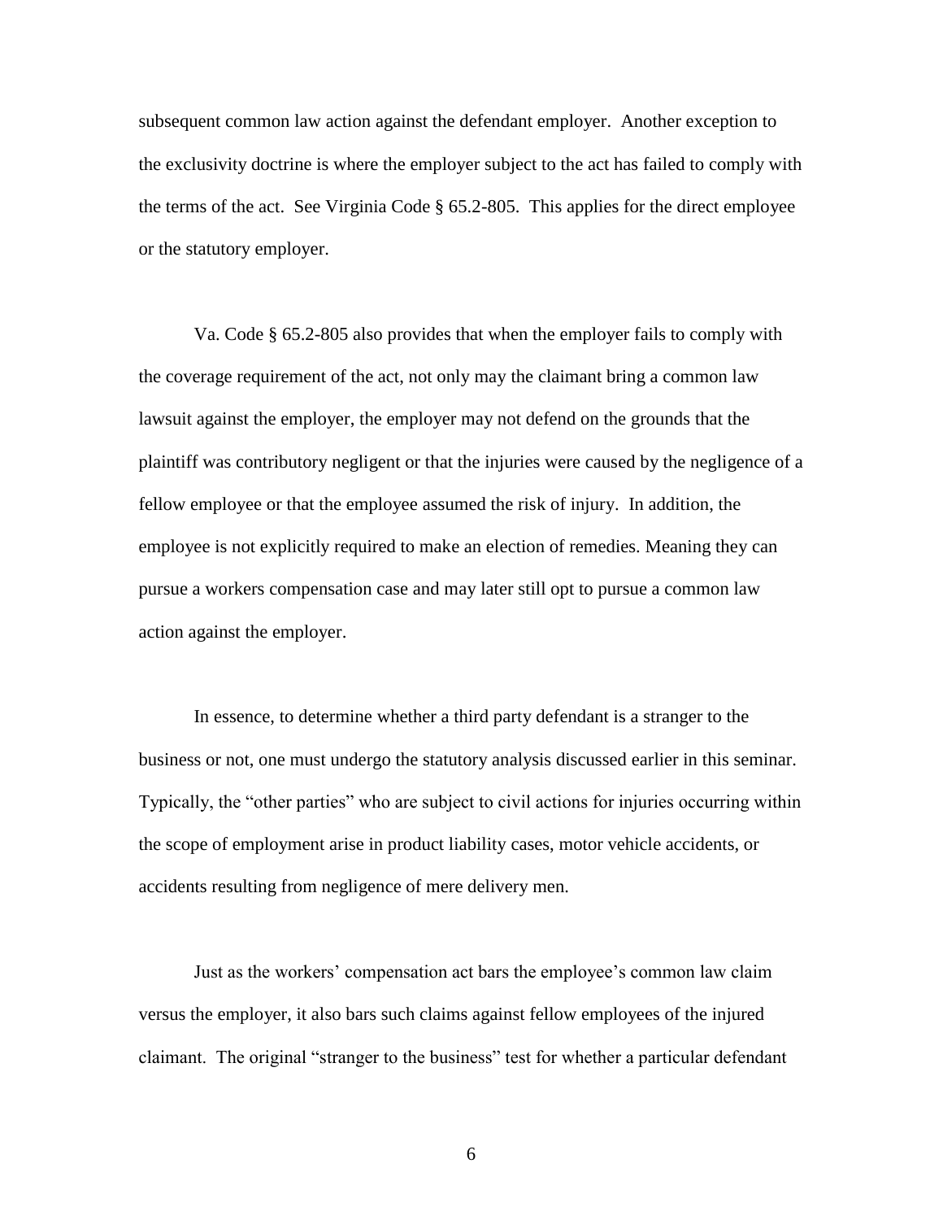subsequent common law action against the defendant employer. Another exception to the exclusivity doctrine is where the employer subject to the act has failed to comply with the terms of the act. See Virginia Code § 65.2-805. This applies for the direct employee or the statutory employer.

Va. Code § 65.2-805 also provides that when the employer fails to comply with the coverage requirement of the act, not only may the claimant bring a common law lawsuit against the employer, the employer may not defend on the grounds that the plaintiff was contributory negligent or that the injuries were caused by the negligence of a fellow employee or that the employee assumed the risk of injury. In addition, the employee is not explicitly required to make an election of remedies. Meaning they can pursue a workers compensation case and may later still opt to pursue a common law action against the employer.

In essence, to determine whether a third party defendant is a stranger to the business or not, one must undergo the statutory analysis discussed earlier in this seminar. Typically, the "other parties" who are subject to civil actions for injuries occurring within the scope of employment arise in product liability cases, motor vehicle accidents, or accidents resulting from negligence of mere delivery men.

Just as the workers' compensation act bars the employee's common law claim versus the employer, it also bars such claims against fellow employees of the injured claimant. The original "stranger to the business" test for whether a particular defendant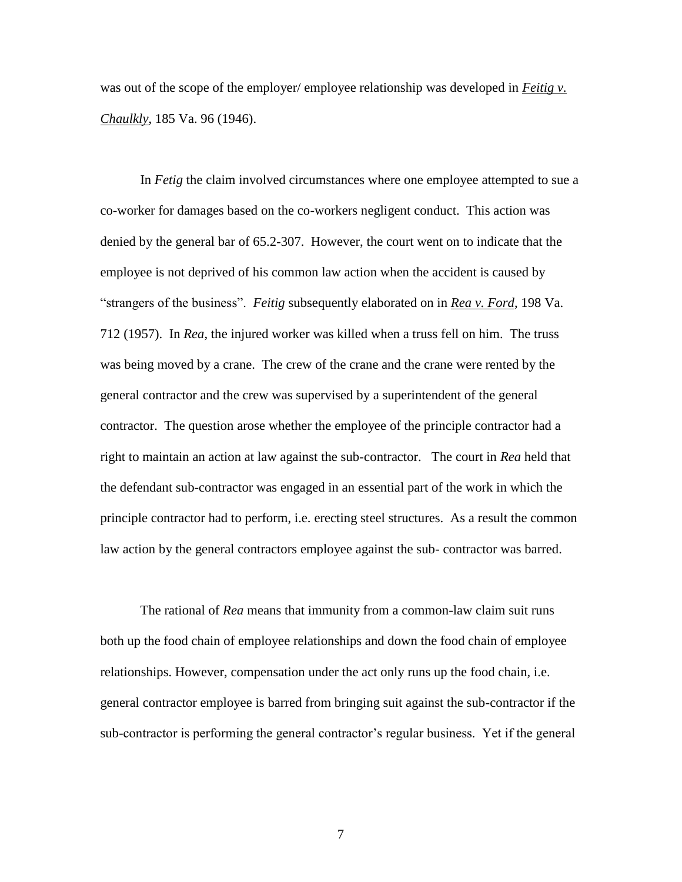was out of the scope of the employer/ employee relationship was developed in _**Feitig v. Chaulkly**_, 185 Va. 96 (1946).

In *Fetig* the claim involved circumstances where one employee attempted to sue a co-worker for damages based on the co-workers negligent conduct. This action was denied by the general bar of 65.2-307. However, the court went on to indicate that the employee is not deprived of his common law action when the accident is caused by "strangers of the business". *Feitig* subsequently elaborated on in _**Rea v. Ford**_, 198 Va. 712 (1957). In *Rea*, the injured worker was killed when a truss fell on him. The truss was being moved by a crane. The crew of the crane and the crane were rented by the general contractor and the crew was supervised by a superintendent of the general contractor. The question arose whether the employee of the principle contractor had a right to maintain an action at law against the sub-contractor. The court in *Rea* held that the defendant sub-contractor was engaged in an essential part of the work in which the principle contractor had to perform, i.e. erecting steel structures. As a result the common law action by the general contractors employee against the sub- contractor was barred.

The rational of *Rea* means that immunity from a common-law claim suit runs both up the food chain of employee relationships and down the food chain of employee relationships. However, compensation under the act only runs up the food chain, i.e. general contractor employee is barred from bringing suit against the sub-contractor if the sub-contractor is performing the general contractor's regular business. Yet if the general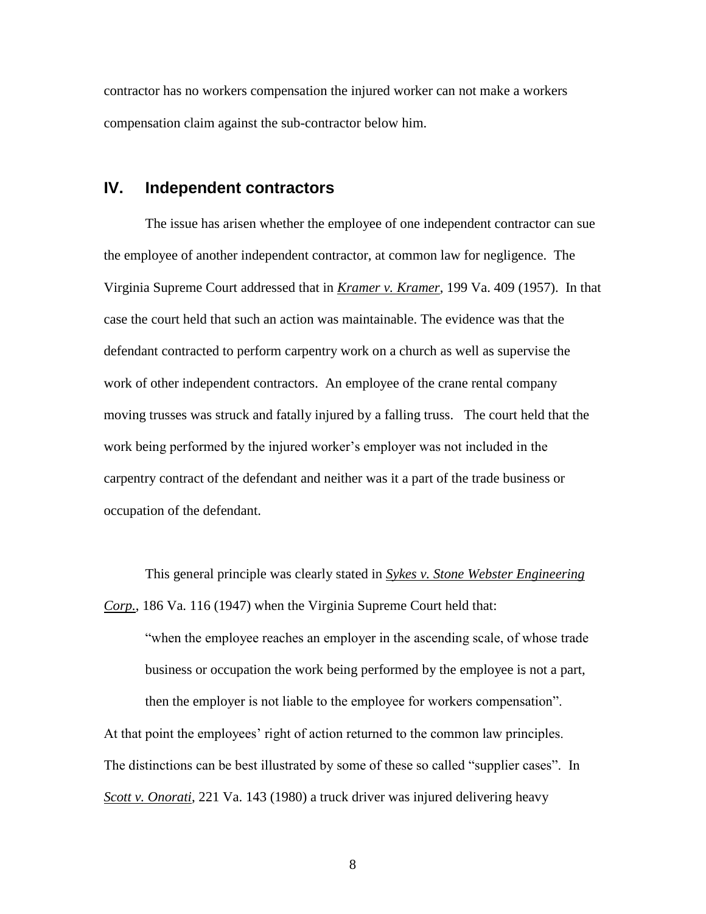contractor has no workers compensation the injured worker can not make a workers compensation claim against the sub-contractor below him.

## IV. Independent contractors

The issue has arisen whether the employee of one independent contractor can sue the employee of another independent contractor, at common law for negligence. The Virginia Supreme Court addressed that in ***Kramer v. Kramer***, 199 Va. 409 (1957). In that case the court held that such an action was maintainable. The evidence was that the defendant contracted to perform carpentry work on a church as well as supervise the work of other independent contractors. An employee of the crane rental company moving trusses was struck and fatally injured by a falling truss. The court held that the work being performed by the injured worker's employer was not included in the carpentry contract of the defendant and neither was it a part of the trade business or occupation of the defendant.

This general principle was clearly stated in ***Sykes v. Stone Webster Engineering Corp.***, 186 Va. 116 (1947) when the Virginia Supreme Court held that:

> "when the employee reaches an employer in the ascending scale, of whose trade business or occupation the work being performed by the employee is not a part, then the employer is not liable to the employee for workers compensation".

At that point the employees' right of action returned to the common law principles. The distinctions can be best illustrated by some of these so called "supplier cases". In ***Scott v. Onorati***, 221 Va. 143 (1980) a truck driver was injured delivering heavy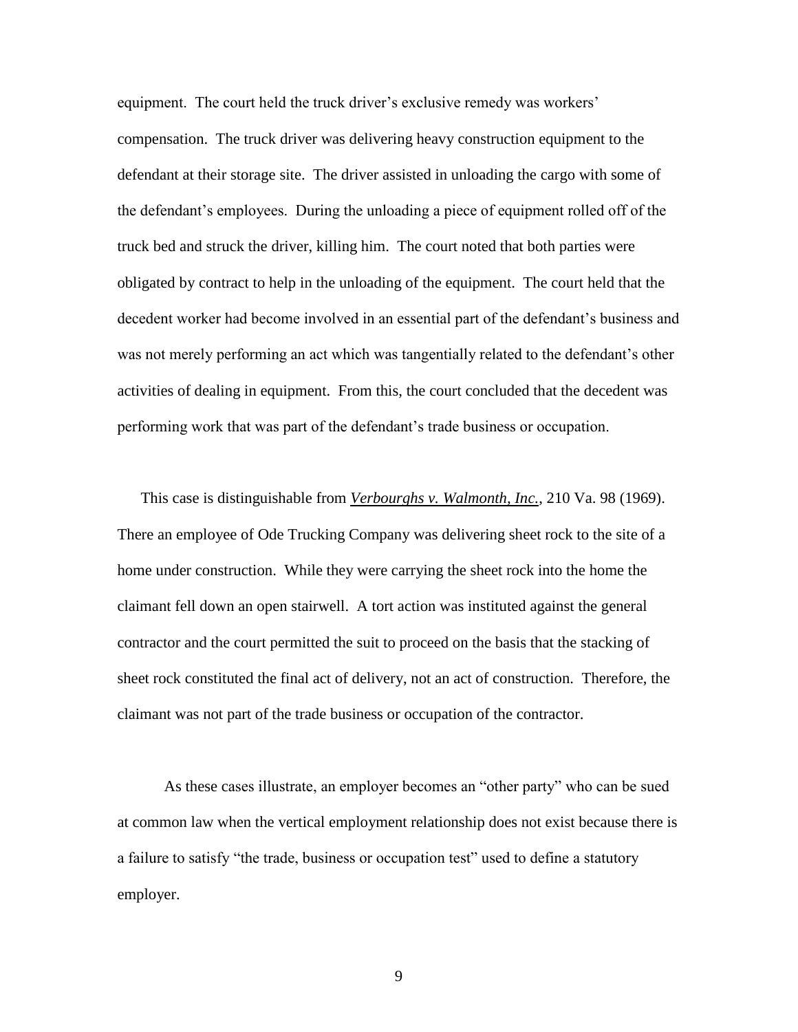equipment. The court held the truck driver's exclusive remedy was workers' compensation. The truck driver was delivering heavy construction equipment to the defendant at their storage site. The driver assisted in unloading the cargo with some of the defendant's employees. During the unloading a piece of equipment rolled off of the truck bed and struck the driver, killing him. The court noted that both parties were obligated by contract to help in the unloading of the equipment. The court held that the decedent worker had become involved in an essential part of the defendant's business and was not merely performing an act which was tangentially related to the defendant's other activities of dealing in equipment. From this, the court concluded that the decedent was performing work that was part of the defendant's trade business or occupation.

This case is distinguishable from ***Verbourghs v. Walmonth, Inc.***, 210 Va. 98 (1969). There an employee of Ode Trucking Company was delivering sheet rock to the site of a home under construction. While they were carrying the sheet rock into the home the claimant fell down an open stairwell. A tort action was instituted against the general contractor and the court permitted the suit to proceed on the basis that the stacking of sheet rock constituted the final act of delivery, not an act of construction. Therefore, the claimant was not part of the trade business or occupation of the contractor.

As these cases illustrate, an employer becomes an "other party" who can be sued at common law when the vertical employment relationship does not exist because there is a failure to satisfy "the trade, business or occupation test" used to define a statutory employer.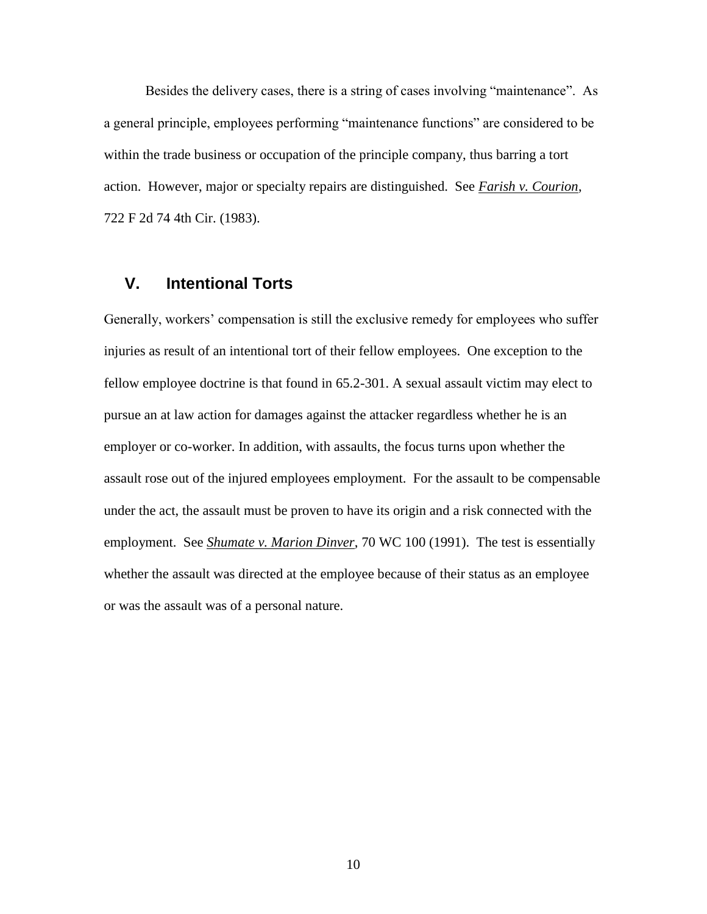Besides the delivery cases, there is a string of cases involving "maintenance". As a general principle, employees performing "maintenance functions" are considered to be within the trade business or occupation of the principle company, thus barring a tort action. However, major or specialty repairs are distinguished. See *Farish v. Courion*, 722 F 2d 74 4th Cir. (1983).

## V. Intentional Torts

Generally, workers' compensation is still the exclusive remedy for employees who suffer injuries as result of an intentional tort of their fellow employees. One exception to the fellow employee doctrine is that found in 65.2-301. A sexual assault victim may elect to pursue an at law action for damages against the attacker regardless whether he is an employer or co-worker. In addition, with assaults, the focus turns upon whether the assault rose out of the injured employees employment. For the assault to be compensable under the act, the assault must be proven to have its origin and a risk connected with the employment. See *Shumate v. Marion Dinver*, 70 WC 100 (1991). The test is essentially whether the assault was directed at the employee because of their status as an employee or was the assault was of a personal nature.